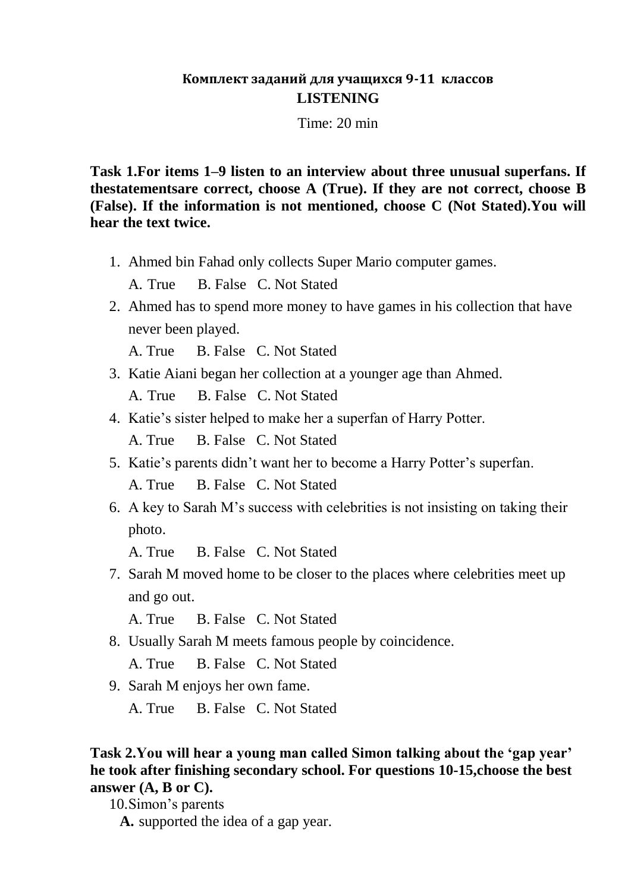## Комплект заданий для учащихся 9-11 классов

## LISTENING

Time: 20 min

**Task 1.For items 1–9 listen to an interview about three unusual superfans. If thestatementsare correct, choose A (True). If they are not correct, choose B (False). If the information is not mentioned, choose C (Not Stated).You will hear the text twice.**

1. Ahmed bin Fahad only collects Super Mario computer games.

   A. True B. False C. Not Stated

2. Ahmed has to spend more money to have games in his collection that have never been played.

   A. True B. False C. Not Stated

3. Katie Aiani began her collection at a younger age than Ahmed.

   A. True B. False C. Not Stated

4. Katie's sister helped to make her a superfan of Harry Potter.

   A. True B. False C. Not Stated

5. Katie's parents didn't want her to become a Harry Potter's superfan.

   A. True B. False C. Not Stated

6. A key to Sarah M's success with celebrities is not insisting on taking their photo.

   A. True B. False C. Not Stated

7. Sarah M moved home to be closer to the places where celebrities meet up and go out.

   A. True B. False C. Not Stated

8. Usually Sarah M meets famous people by coincidence.

   A. True B. False C. Not Stated

9. Sarah M enjoys her own fame.

   A. True B. False C. Not Stated

**Task 2.You will hear a young man called Simon talking about the 'gap year' he took after finishing secondary school. For questions 10-15,choose the best answer (A, B or C).**

10.Simon's parents

**A.** supported the idea of a gap year.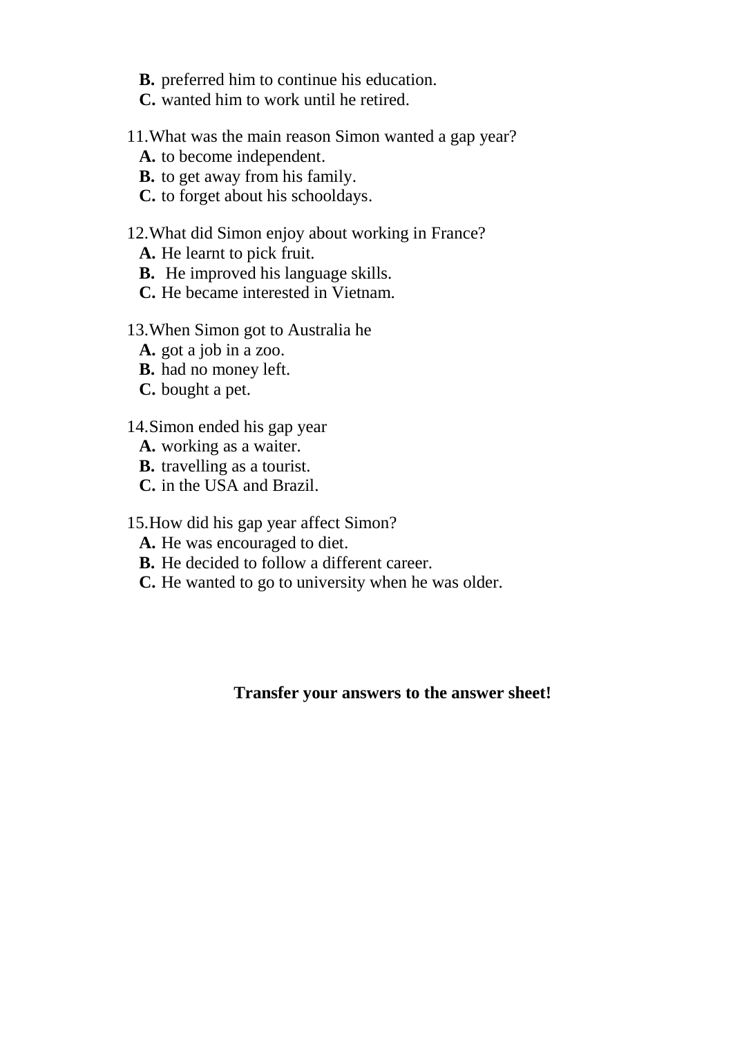**B.** preferred him to continue his education.
**C.** wanted him to work until he retired.

11. What was the main reason Simon wanted a gap year?
**A.** to become independent.
**B.** to get away from his family.
**C.** to forget about his schooldays.

12. What did Simon enjoy about working in France?
**A.** He learnt to pick fruit.
**B.** He improved his language skills.
**C.** He became interested in Vietnam.

13. When Simon got to Australia he
**A.** got a job in a zoo.
**B.** had no money left.
**C.** bought a pet.

14. Simon ended his gap year
**A.** working as a waiter.
**B.** travelling as a tourist.
**C.** in the USA and Brazil.

15. How did his gap year affect Simon?
**A.** He was encouraged to diet.
**B.** He decided to follow a different career.
**C.** He wanted to go to university when he was older.

**Transfer your answers to the answer sheet!**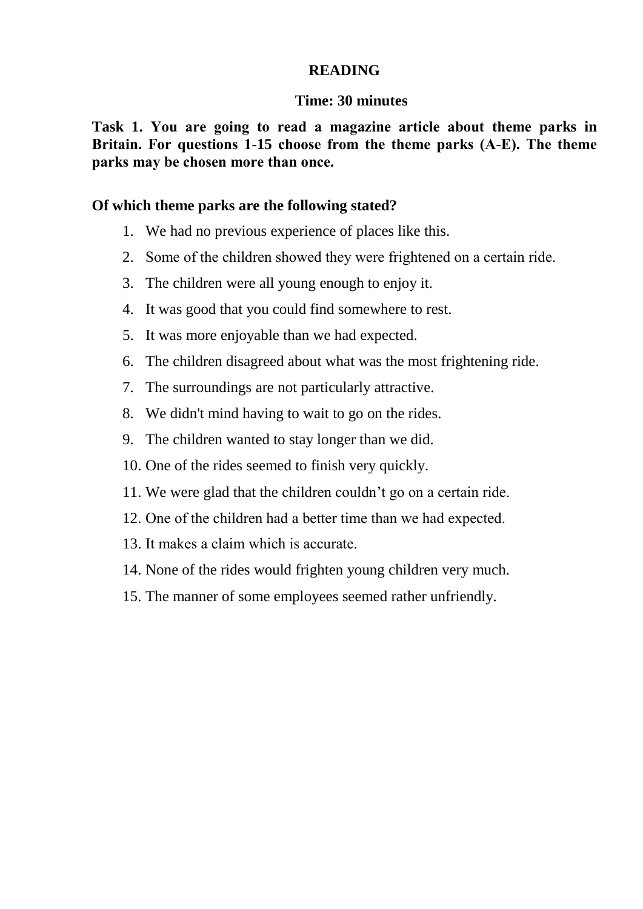**READING**

**Time: 30 minutes**

**Task 1. You are going to read a magazine article about theme parks in Britain. For questions 1-15 choose from the theme parks (A-E). The theme parks may be chosen more than once.**

**Of which theme parks are the following stated?**

1. We had no previous experience of places like this.
2. Some of the children showed they were frightened on a certain ride.
3. The children were all young enough to enjoy it.
4. It was good that you could find somewhere to rest.
5. It was more enjoyable than we had expected.
6. The children disagreed about what was the most frightening ride.
7. The surroundings are not particularly attractive.
8. We didn't mind having to wait to go on the rides.
9. The children wanted to stay longer than we did.
10. One of the rides seemed to finish very quickly.
11. We were glad that the children couldn't go on a certain ride.
12. One of the children had a better time than we had expected.
13. It makes a claim which is accurate.
14. None of the rides would frighten young children very much.
15. The manner of some employees seemed rather unfriendly.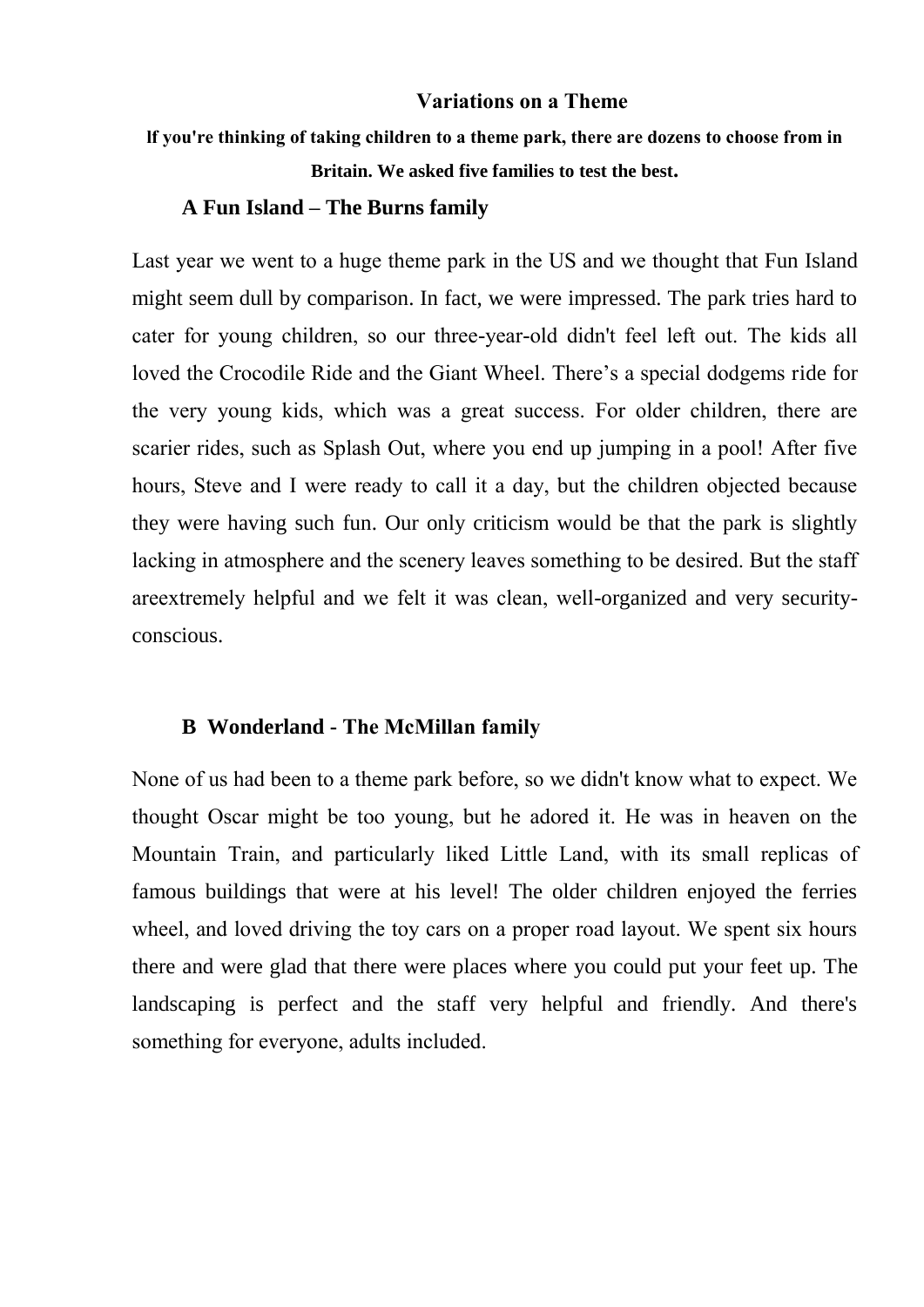## Variations on a Theme

**If you're thinking of taking children to a theme park, there are dozens to choose from in Britain. We asked five families to test the best.**

### A Fun Island – The Burns family

Last year we went to a huge theme park in the US and we thought that Fun Island might seem dull by comparison. In fact, we were impressed. The park tries hard to cater for young children, so our three-year-old didn't feel left out. The kids all loved the Crocodile Ride and the Giant Wheel. There's a special dodgems ride for the very young kids, which was a great success. For older children, there are scarier rides, such as Splash Out, where you end up jumping in a pool! After five hours, Steve and I were ready to call it a day, but the children objected because they were having such fun. Our only criticism would be that the park is slightly lacking in atmosphere and the scenery leaves something to be desired. But the staff areextremely helpful and we felt it was clean, well-organized and very security-conscious.

### B Wonderland - The McMillan family

None of us had been to a theme park before, so we didn't know what to expect. We thought Oscar might be too young, but he adored it. He was in heaven on the Mountain Train, and particularly liked Little Land, with its small replicas of famous buildings that were at his level! The older children enjoyed the ferries wheel, and loved driving the toy cars on a proper road layout. We spent six hours there and were glad that there were places where you could put your feet up. The landscaping is perfect and the staff very helpful and friendly. And there's something for everyone, adults included.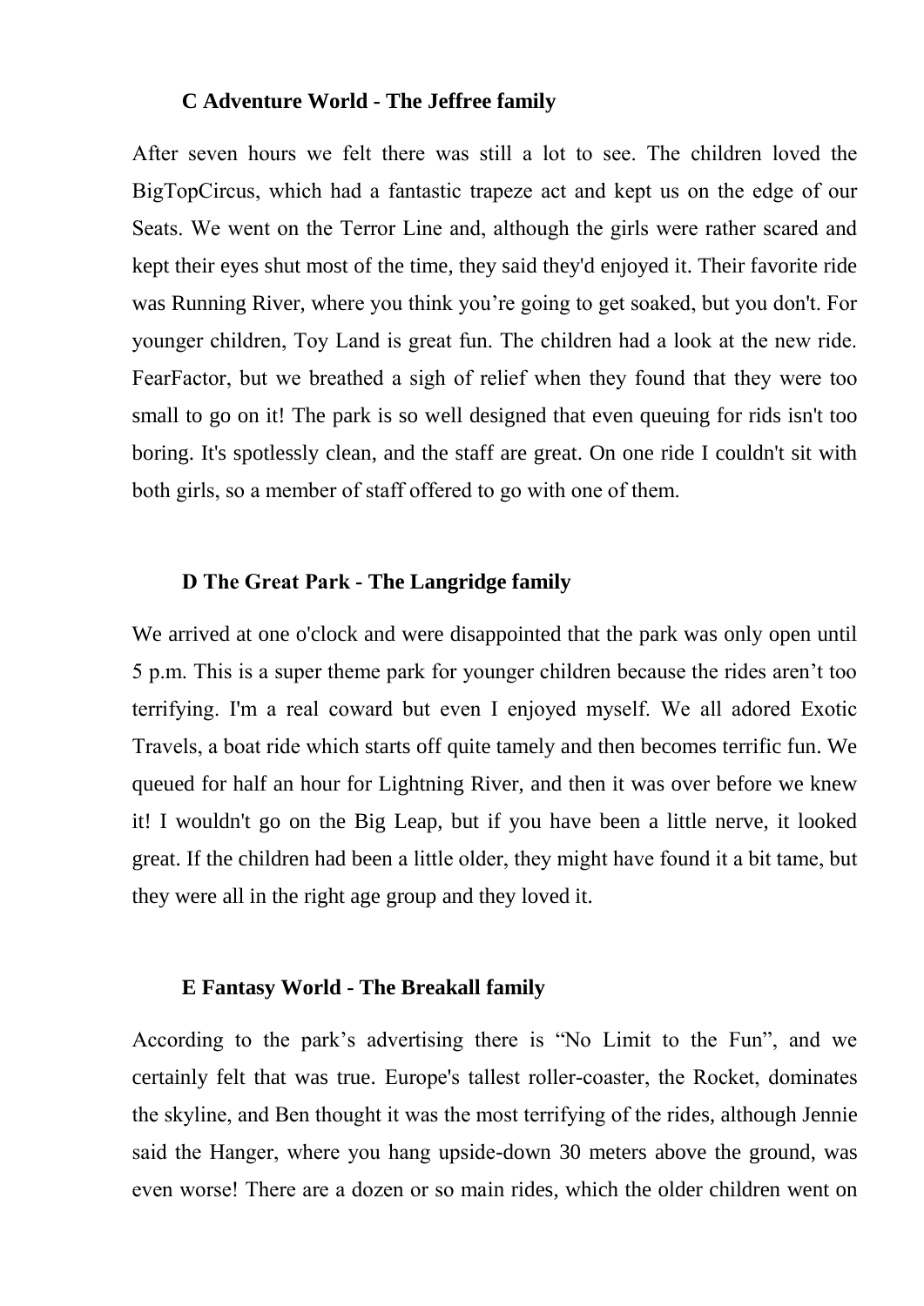**C Adventure World - The Jeffree family**

After seven hours we felt there was still a lot to see. The children loved the BigTopCircus, which had a fantastic trapeze act and kept us on the edge of our Seats. We went on the Terror Line and, although the girls were rather scared and kept their eyes shut most of the time, they said they'd enjoyed it. Their favorite ride was Running River, where you think you're going to get soaked, but you don't. For younger children, Toy Land is great fun. The children had a look at the new ride. FearFactor, but we breathed a sigh of relief when they found that they were too small to go on it! The park is so well designed that even queuing for rids isn't too boring. It's spotlessly clean, and the staff are great. On one ride I couldn't sit with both girls, so a member of staff offered to go with one of them.

**D The Great Park - The Langridge family**

We arrived at one o'clock and were disappointed that the park was only open until 5 p.m. This is a super theme park for younger children because the rides aren't too terrifying. I'm a real coward but even I enjoyed myself. We all adored Exotic Travels, a boat ride which starts off quite tamely and then becomes terrific fun. We queued for half an hour for Lightning River, and then it was over before we knew it! I wouldn't go on the Big Leap, but if you have been a little nerve, it looked great. If the children had been a little older, they might have found it a bit tame, but they were all in the right age group and they loved it.

**E Fantasy World - The Breakall family**

According to the park's advertising there is "No Limit to the Fun", and we certainly felt that was true. Europe's tallest roller-coaster, the Rocket, dominates the skyline, and Ben thought it was the most terrifying of the rides, although Jennie said the Hanger, where you hang upside-down 30 meters above the ground, was even worse! There are a dozen or so main rides, which the older children went on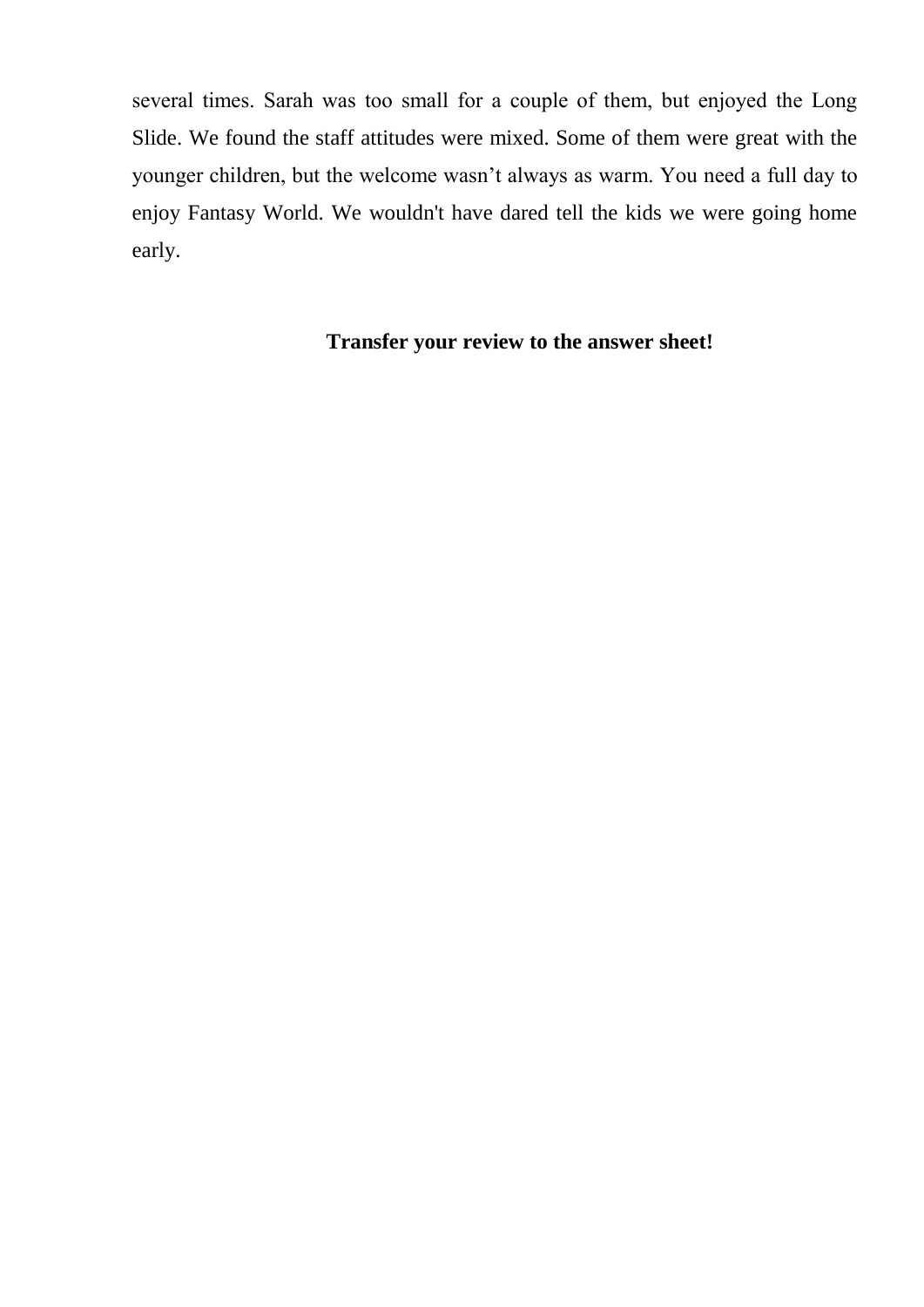several times. Sarah was too small for a couple of them, but enjoyed the Long Slide. We found the staff attitudes were mixed. Some of them were great with the younger children, but the welcome wasn't always as warm. You need a full day to enjoy Fantasy World. We wouldn't have dared tell the kids we were going home early.

**Transfer your review to the answer sheet!**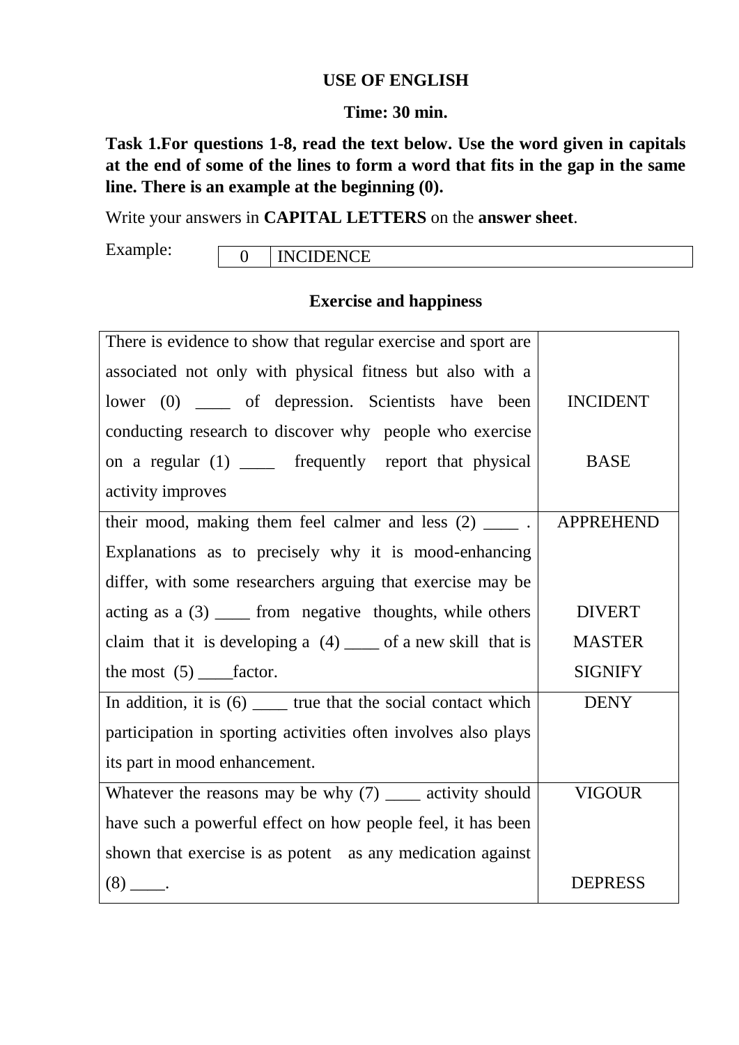**USE OF ENGLISH**

**Time: 30 min.**

**Task 1.For questions 1-8, read the text below. Use the word given in capitals at the end of some of the lines to form a word that fits in the gap in the same line. There is an example at the beginning (0).**

Write your answers in **CAPITAL LETTERS** on the **answer sheet**.

Example:

| 0 | INCIDENCE |
|---|---|

**Exercise and happiness**

| | |
|---|---|
| There is evidence to show that regular exercise and sport are associated not only with physical fitness but also with a lower (0) ____ of depression. Scientists have been conducting research to discover why people who exercise on a regular (1) ____ frequently report that physical activity improves | INCIDENT<br><br>BASE |
| their mood, making them feel calmer and less (2) ____ . Explanations as to precisely why it is mood-enhancing differ, with some researchers arguing that exercise may be acting as a (3) ____ from negative thoughts, while others claim that it is developing a (4) ____ of a new skill that is the most (5) ____factor. | APPREHEND<br><br>DIVERT<br>MASTER<br>SIGNIFY |
| In addition, it is (6) ____ true that the social contact which participation in sporting activities often involves also plays its part in mood enhancement. | DENY |
| Whatever the reasons may be why (7) ____ activity should have such a powerful effect on how people feel, it has been shown that exercise is as potent as any medication against (8) ____. | VIGOUR<br><br>DEPRESS |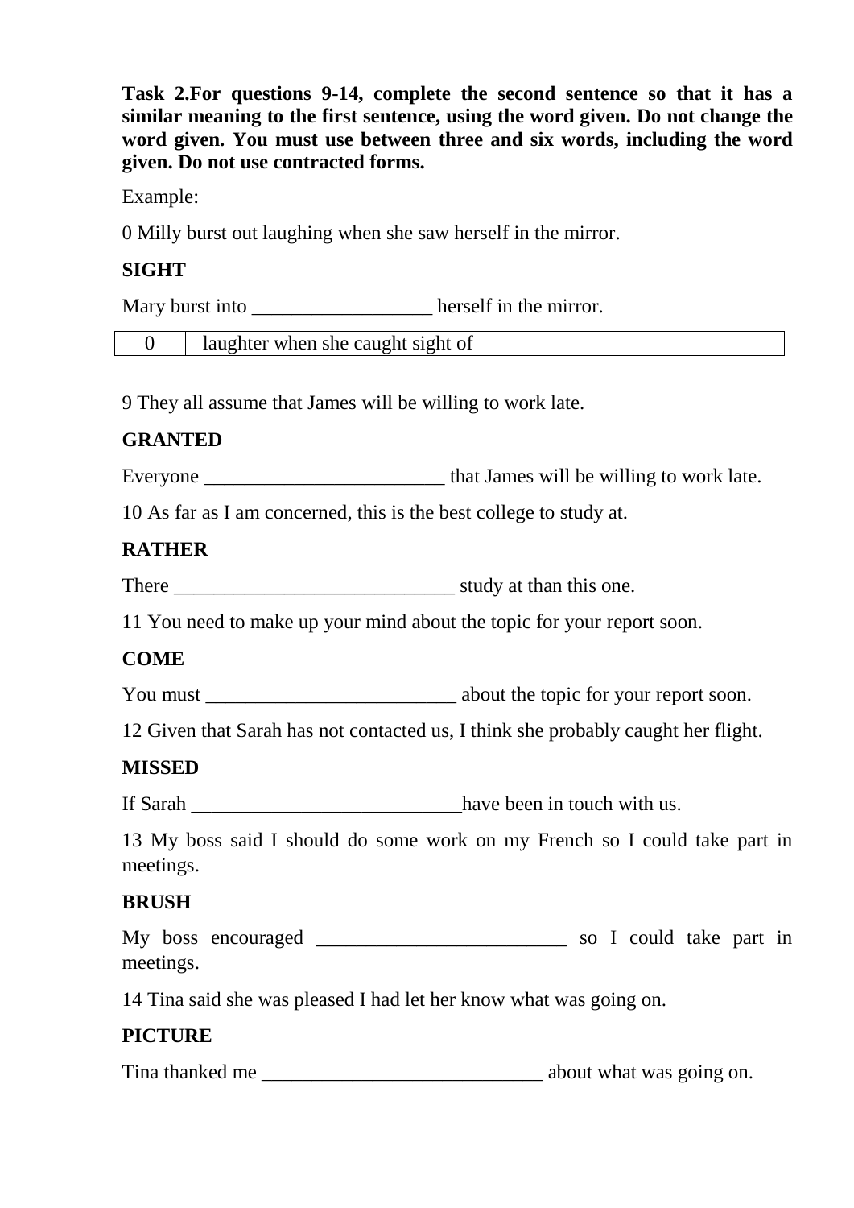**Task 2.For questions 9-14, complete the second sentence so that it has a similar meaning to the first sentence, using the word given. Do not change the word given. You must use between three and six words, including the word given. Do not use contracted forms.**

Example:

0 Milly burst out laughing when she saw herself in the mirror.

**SIGHT**

Mary burst into __________________ herself in the mirror.

| 0 | laughter when she caught sight of |
|---|---|

9 They all assume that James will be willing to work late.

**GRANTED**

Everyone _________________________ that James will be willing to work late.

10 As far as I am concerned, this is the best college to study at.

**RATHER**

There ____________________________ study at than this one.

11 You need to make up your mind about the topic for your report soon.

**COME**

You must _________________________ about the topic for your report soon.

12 Given that Sarah has not contacted us, I think she probably caught her flight.

**MISSED**

If Sarah ___________________________have been in touch with us.

13 My boss said I should do some work on my French so I could take part in meetings.

**BRUSH**

My boss encouraged _________________________ so I could take part in meetings.

14 Tina said she was pleased I had let her know what was going on.

**PICTURE**

Tina thanked me ____________________________ about what was going on.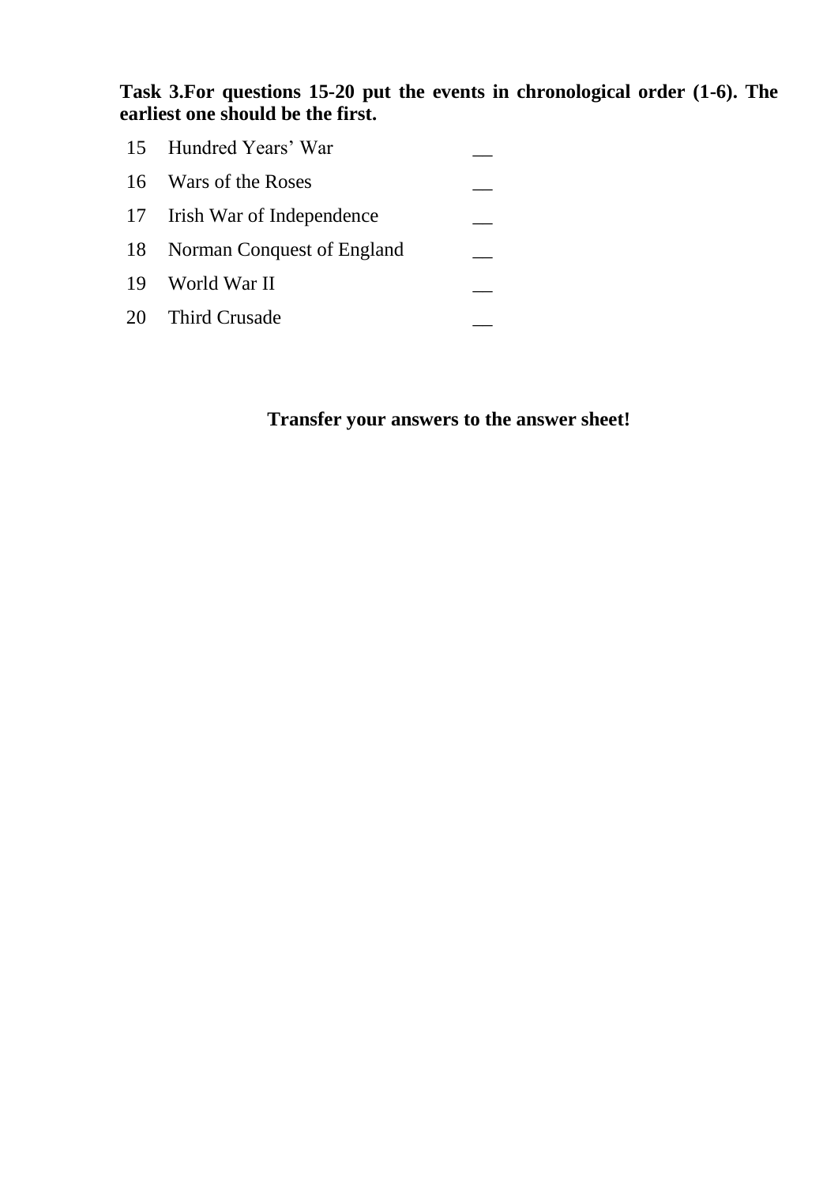**Task 3.For questions 15-20 put the events in chronological order (1-6). The earliest one should be the first.**

| | | |
|---|---|---|
| 15 | Hundred Years' War | __ |
| 16 | Wars of the Roses | __ |
| 17 | Irish War of Independence | __ |
| 18 | Norman Conquest of England | __ |
| 19 | World War II | __ |
| 20 | Third Crusade | __ |

**Transfer your answers to the answer sheet!**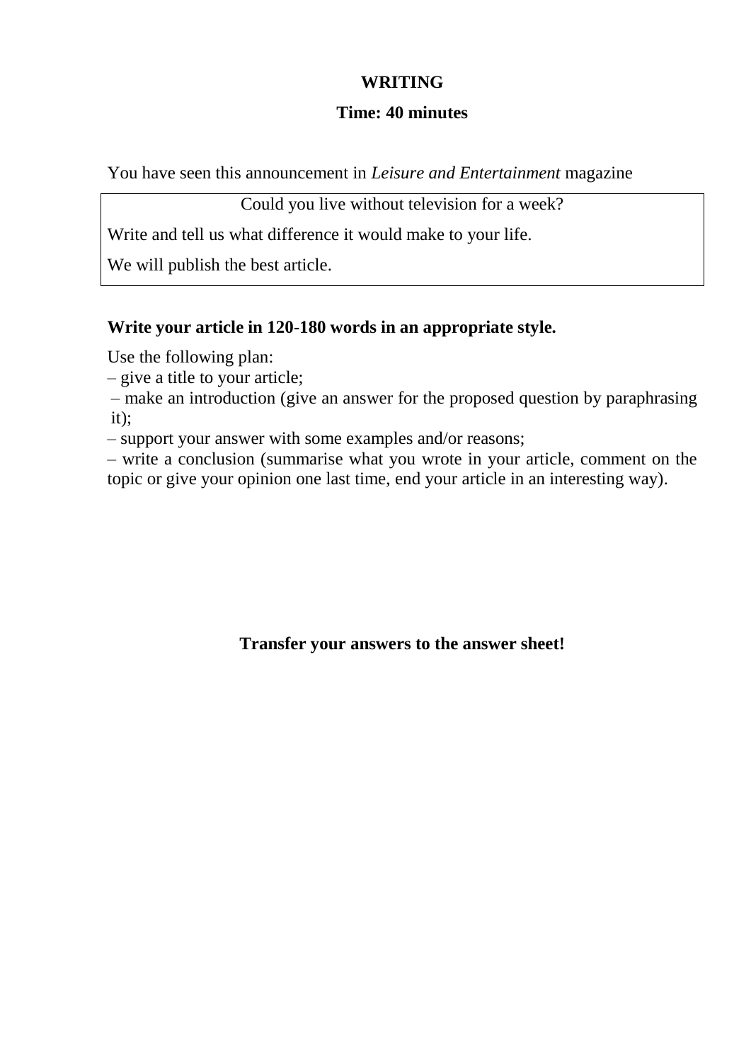**WRITING**

**Time: 40 minutes**

You have seen this announcement in *Leisure and Entertainment* magazine

| Could you live without television for a week? |
|---|
| Write and tell us what difference it would make to your life. |
| We will publish the best article. |

**Write your article in 120-180 words in an appropriate style.**

Use the following plan:

– give a title to your article;

– make an introduction (give an answer for the proposed question by paraphrasing it);

– support your answer with some examples and/or reasons;

– write a conclusion (summarise what you wrote in your article, comment on the topic or give your opinion one last time, end your article in an interesting way).

**Transfer your answers to the answer sheet!**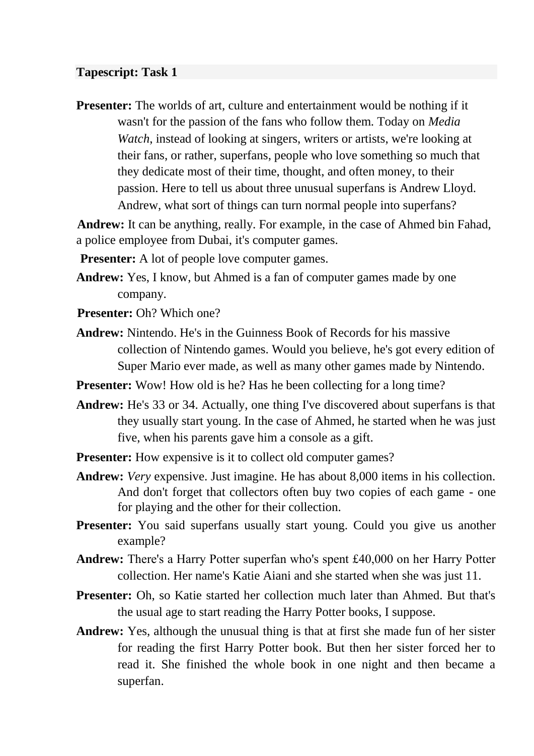**Tapescript: Task 1**

**Presenter:** The worlds of art, culture and entertainment would be nothing if it wasn't for the passion of the fans who follow them. Today on *Media Watch*, instead of looking at singers, writers or artists, we're looking at their fans, or rather, superfans, people who love something so much that they dedicate most of their time, thought, and often money, to their passion. Here to tell us about three unusual superfans is Andrew Lloyd. Andrew, what sort of things can turn normal people into superfans?

**Andrew:** It can be anything, really. For example, in the case of Ahmed bin Fahad, a police employee from Dubai, it's computer games.

**Presenter:** A lot of people love computer games.

**Andrew:** Yes, I know, but Ahmed is a fan of computer games made by one company.

**Presenter:** Oh? Which one?

**Andrew:** Nintendo. He's in the Guinness Book of Records for his massive collection of Nintendo games. Would you believe, he's got every edition of Super Mario ever made, as well as many other games made by Nintendo.

**Presenter:** Wow! How old is he? Has he been collecting for a long time?

**Andrew:** He's 33 or 34. Actually, one thing I've discovered about superfans is that they usually start young. In the case of Ahmed, he started when he was just five, when his parents gave him a console as a gift.

**Presenter:** How expensive is it to collect old computer games?

**Andrew:** *Very* expensive. Just imagine. He has about 8,000 items in his collection. And don't forget that collectors often buy two copies of each game - one for playing and the other for their collection.

**Presenter:** You said superfans usually start young. Could you give us another example?

**Andrew:** There's a Harry Potter superfan who's spent £40,000 on her Harry Potter collection. Her name's Katie Aiani and she started when she was just 11.

**Presenter:** Oh, so Katie started her collection much later than Ahmed. But that's the usual age to start reading the Harry Potter books, I suppose.

**Andrew:** Yes, although the unusual thing is that at first she made fun of her sister for reading the first Harry Potter book. But then her sister forced her to read it. She finished the whole book in one night and then became a superfan.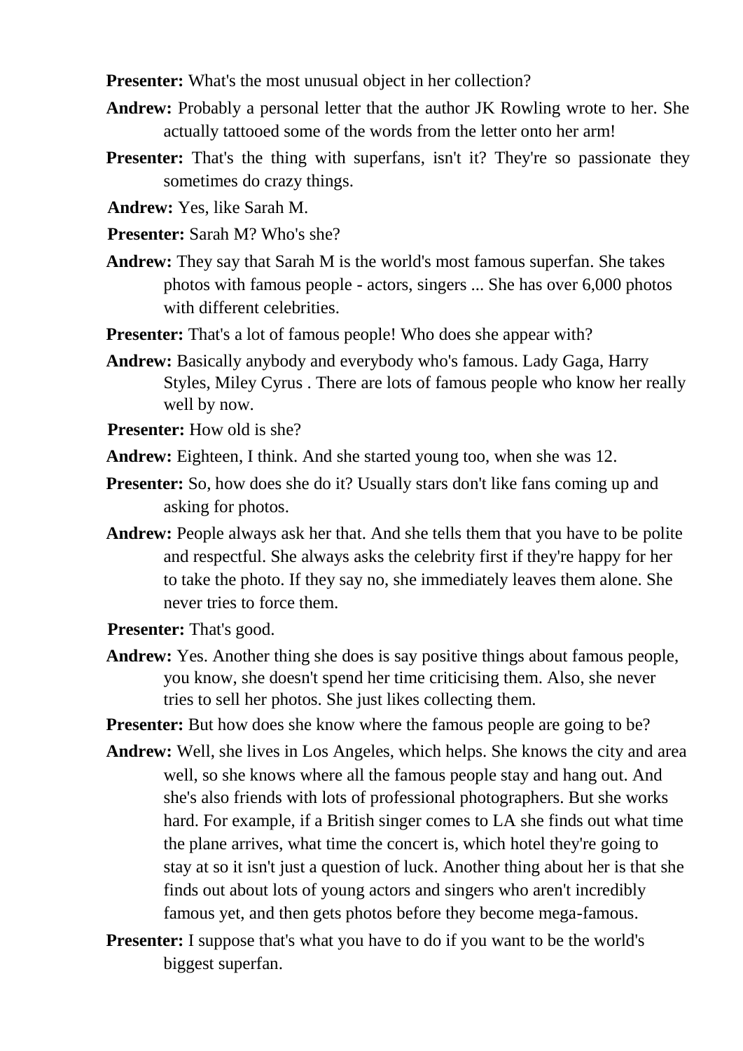**Presenter:** What's the most unusual object in her collection?

**Andrew:** Probably a personal letter that the author JK Rowling wrote to her. She actually tattooed some of the words from the letter onto her arm!

**Presenter:** That's the thing with superfans, isn't it? They're so passionate they sometimes do crazy things.

**Andrew:** Yes, like Sarah M.

**Presenter:** Sarah M? Who's she?

**Andrew:** They say that Sarah M is the world's most famous superfan. She takes photos with famous people - actors, singers ... She has over 6,000 photos with different celebrities.

**Presenter:** That's a lot of famous people! Who does she appear with?

**Andrew:** Basically anybody and everybody who's famous. Lady Gaga, Harry Styles, Miley Cyrus . There are lots of famous people who know her really well by now.

**Presenter:** How old is she?

**Andrew:** Eighteen, I think. And she started young too, when she was 12.

**Presenter:** So, how does she do it? Usually stars don't like fans coming up and asking for photos.

**Andrew:** People always ask her that. And she tells them that you have to be polite and respectful. She always asks the celebrity first if they're happy for her to take the photo. If they say no, she immediately leaves them alone. She never tries to force them.

**Presenter:** That's good.

**Andrew:** Yes. Another thing she does is say positive things about famous people, you know, she doesn't spend her time criticising them. Also, she never tries to sell her photos. She just likes collecting them.

**Presenter:** But how does she know where the famous people are going to be?

**Andrew:** Well, she lives in Los Angeles, which helps. She knows the city and area well, so she knows where all the famous people stay and hang out. And she's also friends with lots of professional photographers. But she works hard. For example, if a British singer comes to LA she finds out what time the plane arrives, what time the concert is, which hotel they're going to stay at so it isn't just a question of luck. Another thing about her is that she finds out about lots of young actors and singers who aren't incredibly famous yet, and then gets photos before they become mega-famous.

**Presenter:** I suppose that's what you have to do if you want to be the world's biggest superfan.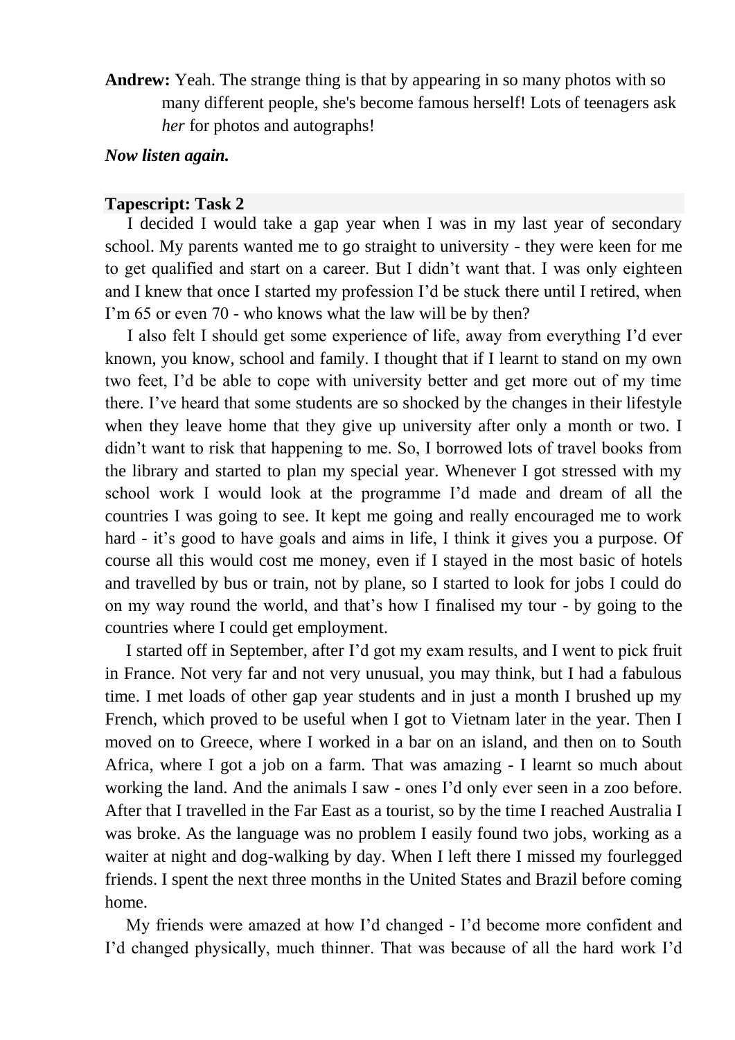**Andrew:** Yeah. The strange thing is that by appearing in so many photos with so many different people, she's become famous herself! Lots of teenagers ask *her* for photos and autographs!

***Now listen again.***

**Tapescript: Task 2**

I decided I would take a gap year when I was in my last year of secondary school. My parents wanted me to go straight to university - they were keen for me to get qualified and start on a career. But I didn't want that. I was only eighteen and I knew that once I started my profession I'd be stuck there until I retired, when I'm 65 or even 70 - who knows what the law will be by then?

I also felt I should get some experience of life, away from everything I'd ever known, you know, school and family. I thought that if I learnt to stand on my own two feet, I'd be able to cope with university better and get more out of my time there. I've heard that some students are so shocked by the changes in their lifestyle when they leave home that they give up university after only a month or two. I didn't want to risk that happening to me. So, I borrowed lots of travel books from the library and started to plan my special year. Whenever I got stressed with my school work I would look at the programme I'd made and dream of all the countries I was going to see. It kept me going and really encouraged me to work hard - it's good to have goals and aims in life, I think it gives you a purpose. Of course all this would cost me money, even if I stayed in the most basic of hotels and travelled by bus or train, not by plane, so I started to look for jobs I could do on my way round the world, and that's how I finalised my tour - by going to the countries where I could get employment.

I started off in September, after I'd got my exam results, and I went to pick fruit in France. Not very far and not very unusual, you may think, but I had a fabulous time. I met loads of other gap year students and in just a month I brushed up my French, which proved to be useful when I got to Vietnam later in the year. Then I moved on to Greece, where I worked in a bar on an island, and then on to South Africa, where I got a job on a farm. That was amazing - I learnt so much about working the land. And the animals I saw - ones I'd only ever seen in a zoo before. After that I travelled in the Far East as a tourist, so by the time I reached Australia I was broke. As the language was no problem I easily found two jobs, working as a waiter at night and dog-walking by day. When I left there I missed my fourlegged friends. I spent the next three months in the United States and Brazil before coming home.

My friends were amazed at how I'd changed - I'd become more confident and I'd changed physically, much thinner. That was because of all the hard work I'd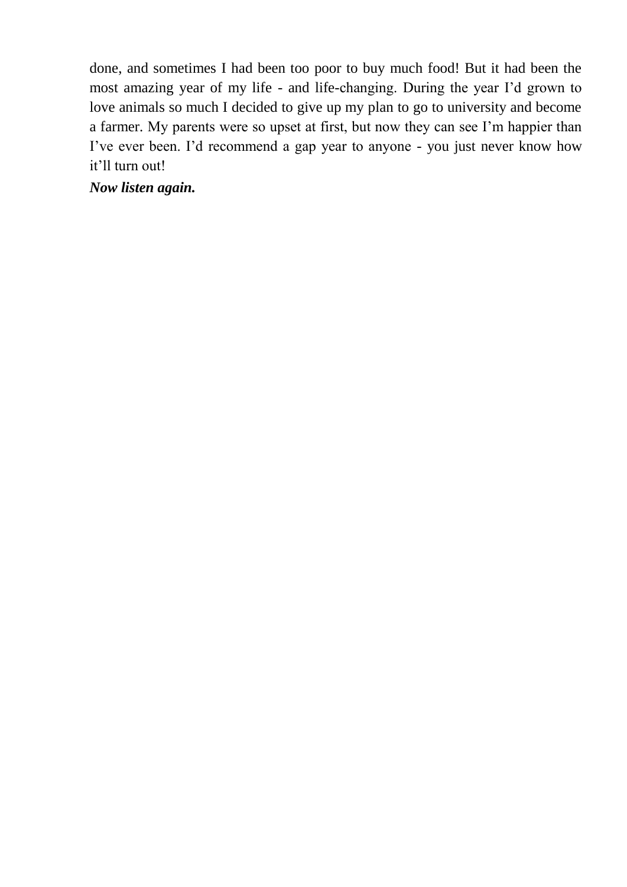done, and sometimes I had been too poor to buy much food! But it had been the most amazing year of my life - and life-changing. During the year I'd grown to love animals so much I decided to give up my plan to go to university and become a farmer. My parents were so upset at first, but now they can see I'm happier than I've ever been. I'd recommend a gap year to anyone - you just never know how it'll turn out!

***Now listen again.***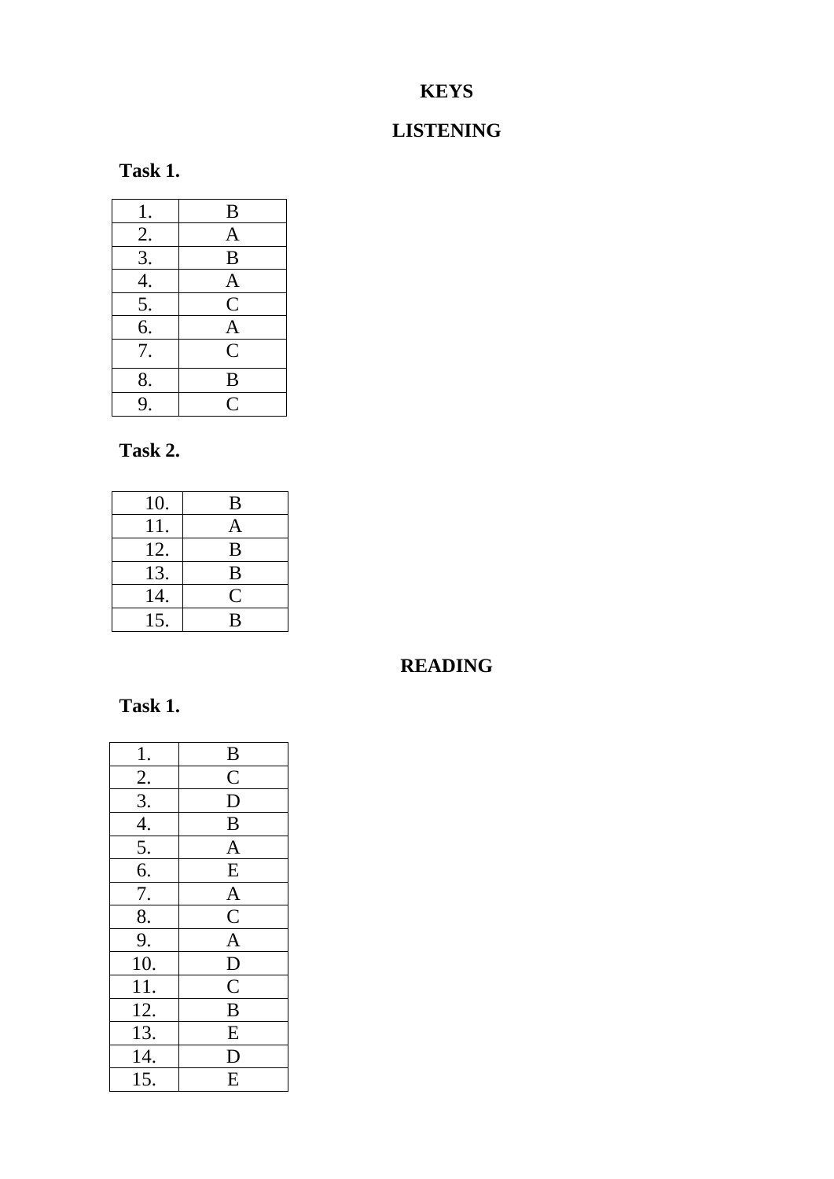# KEYS

## LISTENING

**Task 1.**

| | |
|---|---|
| 1. | B |
| 2. | A |
| 3. | B |
| 4. | A |
| 5. | C |
| 6. | A |
| 7. | C |
| 8. | B |
| 9. | C |

**Task 2.**

| | |
|---|---|
| 10. | B |
| 11. | A |
| 12. | B |
| 13. | B |
| 14. | C |
| 15. | B |

## READING

**Task 1.**

| | |
|---|---|
| 1. | B |
| 2. | C |
| 3. | D |
| 4. | B |
| 5. | A |
| 6. | E |
| 7. | A |
| 8. | C |
| 9. | A |
| 10. | D |
| 11. | C |
| 12. | B |
| 13. | E |
| 14. | D |
| 15. | E |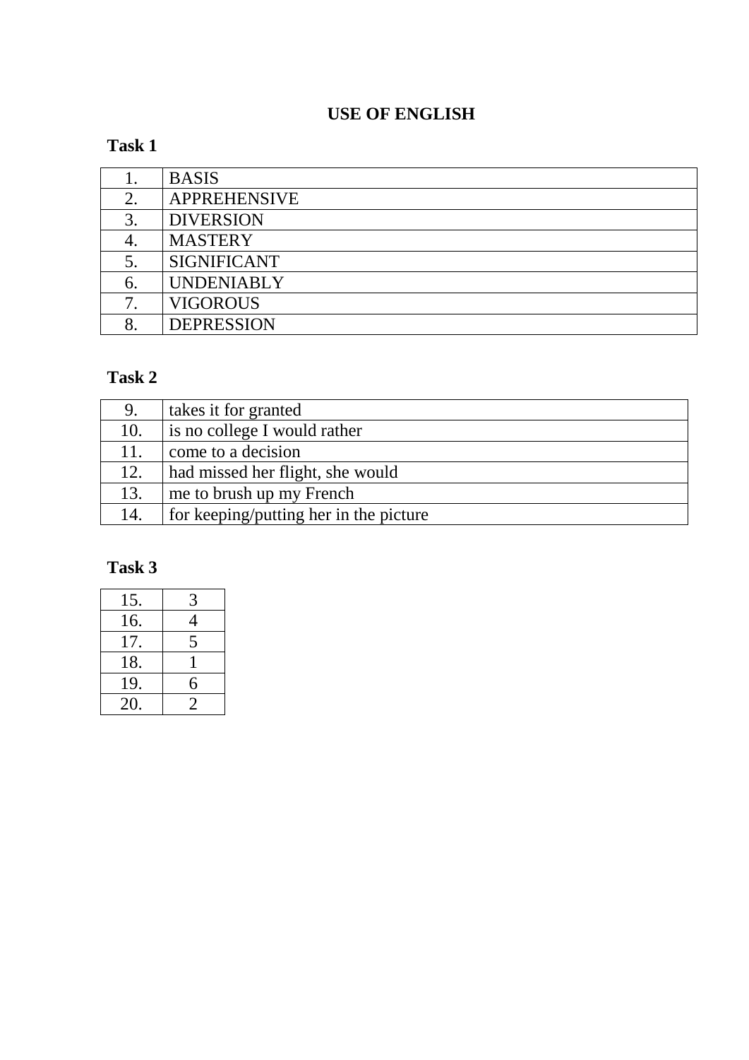# USE OF ENGLISH

**Task 1**

| | |
|---|---|
| 1. | BASIS |
| 2. | APPREHENSIVE |
| 3. | DIVERSION |
| 4. | MASTERY |
| 5. | SIGNIFICANT |
| 6. | UNDENIABLY |
| 7. | VIGOROUS |
| 8. | DEPRESSION |

**Task 2**

| | |
|---|---|
| 9. | takes it for granted |
| 10. | is no college I would rather |
| 11. | come to a decision |
| 12. | had missed her flight, she would |
| 13. | me to brush up my French |
| 14. | for keeping/putting her in the picture |

**Task 3**

| | |
|---|---|
| 15. | 3 |
| 16. | 4 |
| 17. | 5 |
| 18. | 1 |
| 19. | 6 |
| 20. | 2 |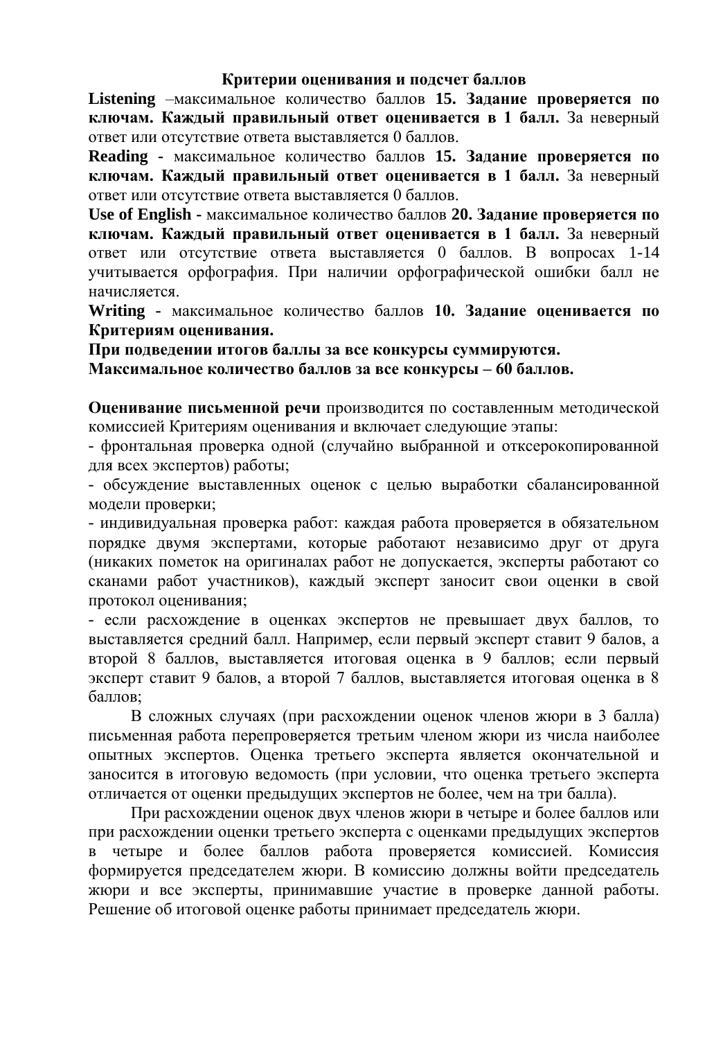**Критерии оценивания и подсчет баллов**

**Listening** –максимальное количество баллов **15. Задание проверяется по ключам. Каждый правильный ответ оценивается в 1 балл.** За неверный ответ или отсутствие ответа выставляется 0 баллов.

**Reading -** максимальное количество баллов **15. Задание проверяется по ключам. Каждый правильный ответ оценивается в 1 балл.** За неверный ответ или отсутствие ответа выставляется 0 баллов.

**Use of English -** максимальное количество баллов **20. Задание проверяется по ключам. Каждый правильный ответ оценивается в 1 балл.** За неверный ответ или отсутствие ответа выставляется 0 баллов. В вопросах 1-14 учитывается орфография. При наличии орфографической ошибки балл не начисляется.

**Writing -** максимальное количество баллов **10. Задание оценивается по Критериям оценивания.**

**При подведении итогов баллы за все конкурсы суммируются.**

**Максимальное количество баллов за все конкурсы – 60 баллов.**

**Оценивание письменной речи** производится по составленным методической комиссией Критериям оценивания и включает следующие этапы:

- фронтальная проверка одной (случайно выбранной и откcерокопированной для всех экспертов) работы;
- обсуждение выставленных оценок с целью выработки сбалансированной модели проверки;
- индивидуальная проверка работ: каждая работа проверяется в обязательном порядке двумя экспертами, которые работают независимо друг от друга (никаких пометок на оригиналах работ не допускается, эксперты работают со сканами работ участников), каждый эксперт заносит свои оценки в свой протокол оценивания;
- если расхождение в оценках экспертов не превышает двух баллов, то выставляется средний балл. Например, если первый эксперт ставит 9 балов, а второй 8 баллов, выставляется итоговая оценка в 9 баллов; если первый эксперт ставит 9 балов, а второй 7 баллов, выставляется итоговая оценка в 8 баллов;

В сложных случаях (при расхождении оценок членов жюри в 3 балла) письменная работа перепроверяется третьим членом жюри из числа наиболее опытных экспертов. Оценка третьего эксперта является окончательной и заносится в итоговую ведомость (при условии, что оценка третьего эксперта отличается от оценки предыдущих экспертов не более, чем на три балла).

При расхождении оценок двух членов жюри в четыре и более баллов или при расхождении оценки третьего эксперта с оценками предыдущих экспертов в четыре и более баллов работа проверяется комиссией. Комиссия формируется председателем жюри. В комиссию должны войти председатель жюри и все эксперты, принимавшие участие в проверке данной работы. Решение об итоговой оценке работы принимает председатель жюри.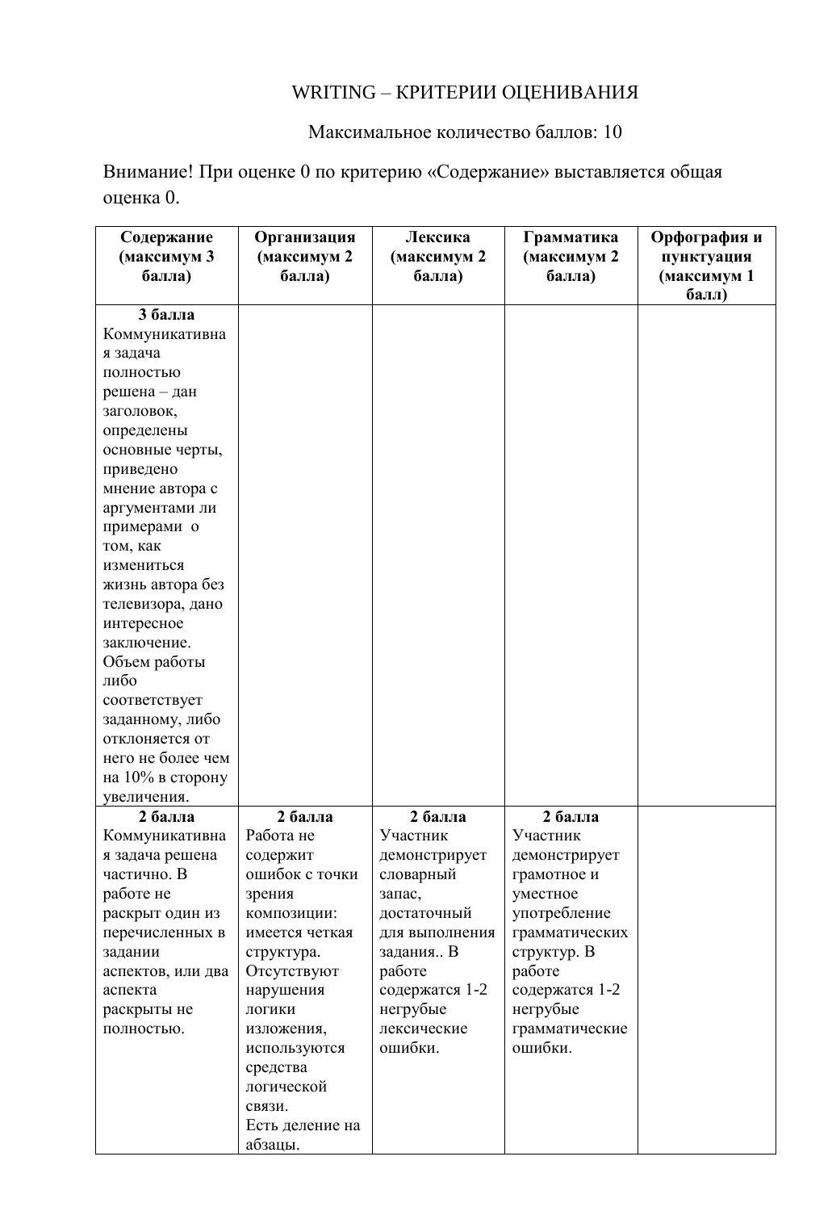WRITING – КРИТЕРИИ ОЦЕНИВАНИЯ

Максимальное количество баллов: 10

Внимание! При оценке 0 по критерию «Содержание» выставляется общая оценка 0.

| **Содержание (максимум 3 балла)** | **Организация (максимум 2 балла)** | **Лексика (максимум 2 балла)** | **Грамматика (максимум 2 балла)** | **Орфография и пунктуация (максимум 1 балл)** |
|---|---|---|---|---|
| **3 балла** Коммуникативная задача полностью решена – дан заголовок, определены основные черты, приведено мнение автора с аргументами ли примерами о том, как измениться жизнь автора без телевизора, дано интересное заключение. Объем работы либо соответствует заданному, либо отклоняется от него не более чем на 10% в сторону увеличения. | | | | |
| **2 балла** Коммуникативная задача решена частично. В работе не раскрыт один из перечисленных в задании аспектов, или два аспекта раскрыты не полностью. | **2 балла** Работа не содержит ошибок с точки зрения композиции: имеется четкая структура. Отсутствуют нарушения логики изложения, используются средства логической связи. Есть деление на абзацы. | **2 балла** Участник демонстрирует словарный запас, достаточный для выполнения задания.. В работе содержатся 1-2 негрубые лексические ошибки. | **2 балла** Участник демонстрирует грамотное и уместное употребление грамматических структур. В работе содержатся 1-2 негрубые грамматические ошибки. | |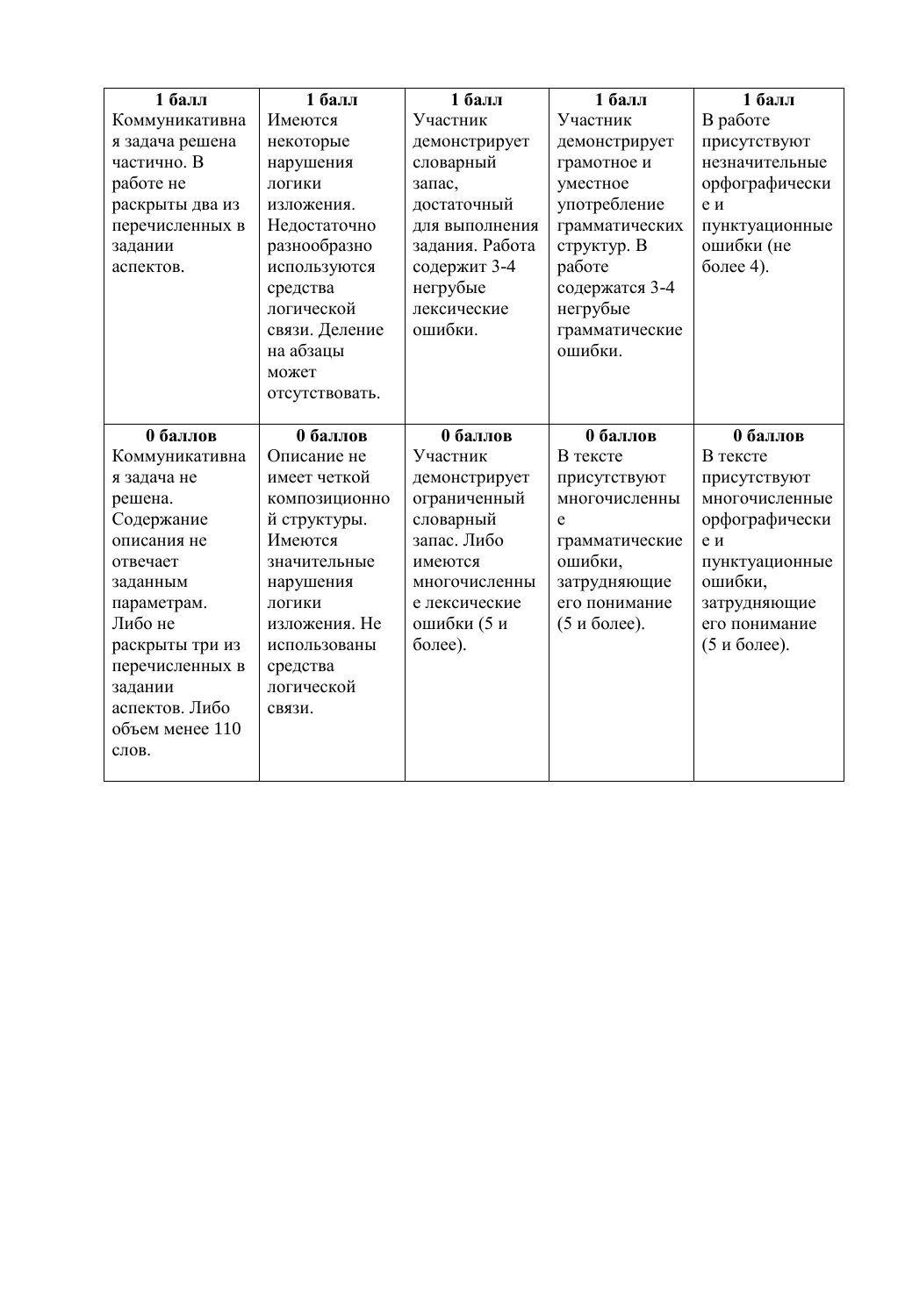| | | | | |
|---|---|---|---|---|
| **1 балл** Коммуникативная задача решена частично. В работе не раскрыты два из перечисленных в задании аспектов. | **1 балл** Имеются некоторые нарушения логики изложения. Недостаточно разнообразно используются средства логической связи. Деление на абзацы может отсутствовать. | **1 балл** Участник демонстрирует словарный запас, достаточный для выполнения задания. Работа содержит 3-4 негрубые лексические ошибки. | **1 балл** Участник демонстрирует грамотное и уместное употребление грамматических структур. В работе содержатся 3-4 негрубые грамматические ошибки. | **1 балл** В работе присутствуют незначительные орфографические и пунктуационные ошибки (не более 4). |
| **0 баллов** Коммуникативная задача не решена. Содержание описания не отвечает заданным параметрам. Либо не раскрыты три из перечисленных в задании аспектов. Либо объем менее 110 слов. | **0 баллов** Описание не имеет четкой композиционной структуры. Имеются значительные нарушения логики изложения. Не использованы средства логической связи. | **0 баллов** Участник демонстрирует ограниченный словарный запас. Либо имеются многочисленные лексические ошибки (5 и более). | **0 баллов** В тексте присутствуют многочисленные грамматические ошибки, затрудняющие его понимание (5 и более). | **0 баллов** В тексте присутствуют многочисленные орфографические и пунктуационные ошибки, затрудняющие его понимание (5 и более). |